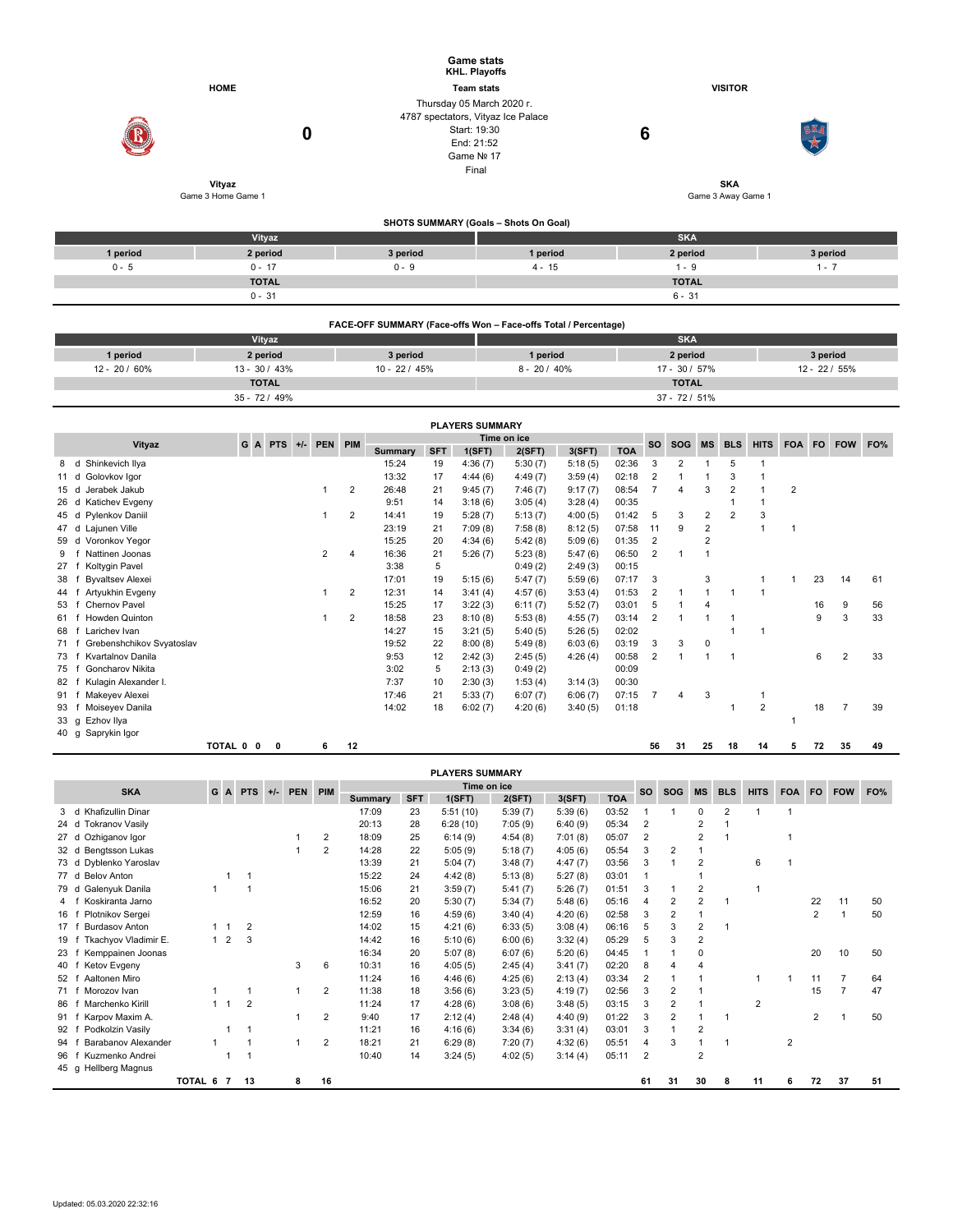# Game stats

## KHL. Playoffs

**Team stats**

| HOME | | | VISITOR |
|---|---|---|---|
| **Vityaz** | **0** | Thursday 05 March 2020 г.<br>4787 spectators, Vityaz Ice Palace<br>Start: 19:30<br>End: 21:52<br>Game № 17<br>Final | **6** | 

| HOME | VISITOR |
|---|---|
| Vityaz | SKA |
| Game 3 Home Game 1 | Game 3 Away Game 1 |

### SHOTS SUMMARY (Goals – Shots On Goal)

| Vityaz | | | SKA | | |
|---|---|---|---|---|---|
| 1 period | 2 period | 3 period | 1 period | 2 period | 3 period |
| 0 - 5 | 0 - 17 | 0 - 9 | 4 - 15 | 1 - 9 | 1 - 7 |
| TOTAL | | | TOTAL | | |
| 0 - 31 | | | 6 - 31 | | |

### FACE-OFF SUMMARY (Face-offs Won – Face-offs Total / Percentage)

| Vityaz | | | SKA | | |
|---|---|---|---|---|---|
| 1 period | 2 period | 3 period | 1 period | 2 period | 3 period |
| 12 - 20 / 60% | 13 - 30 / 43% | 10 - 22 / 45% | 8 - 20 / 40% | 17 - 30 / 57% | 12 - 22 / 55% |
| TOTAL | | | TOTAL | | |
| 35 - 72 / 49% | | | 37 - 72 / 51% | | |

### PLAYERS SUMMARY

| Vityaz | G | A | PTS | +/- | PEN | PIM | Time on ice Summary | SFT | 1(SFT) | 2(SFT) | 3(SFT) | TOA | SO | SOG | MS | BLS | HITS | FOA | FO | FOW | FO% |
|---|---|---|---|---|---|---|---|---|---|---|---|---|---|---|---|---|---|---|---|---|---|
| 8 d Shinkevich Ilya | | | | | | | 15:24 | 19 | 4:36 (7) | 5:30 (7) | 5:18 (5) | 02:36 | 3 | 2 | 1 | 5 | 1 | | | | |
| 11 d Golovkov Igor | | | | | | | 13:32 | 17 | 4:44 (6) | 4:49 (7) | 3:59 (4) | 02:18 | 2 | 1 | 1 | 3 | 1 | | | | |
| 15 d Jerabek Jakub | | | | | 1 | 2 | 26:48 | 21 | 9:45 (7) | 7:46 (7) | 9:17 (7) | 08:54 | 7 | 4 | 3 | 2 | 1 | 2 | | | |
| 26 d Katichev Evgeny | | | | | | | 9:51 | 14 | 3:18 (6) | 3:05 (4) | 3:28 (4) | 00:35 | | | | 1 | 1 | | | | |
| 45 d Pylenkov Daniil | | | | | 1 | 2 | 14:41 | 19 | 5:28 (7) | 5:47 (7) | 4:00 (5) | 01:42 | 5 | 3 | 2 | 2 | 3 | | | | |
| 47 d Lajunen Ville | | | | | | | 23:19 | 21 | 7:09 (8) | 7:58 (8) | 8:12 (5) | 07:58 | 11 | 9 | 2 | | 1 | 1 | | | |
| 59 d Voronkov Yegor | | | | | | | 15:25 | 20 | 4:34 (6) | 5:42 (8) | 5:09 (6) | 01:35 | 2 | | 2 | | | | | | |
| 9 f Nattinen Joonas | | | | | 2 | 4 | 16:36 | 21 | 5:26 (7) | 5:23 (8) | 5:47 (6) | 06:50 | 2 | 1 | 1 | | | | | | |
| 27 f Koltygin Pavel | | | | | | | 3:38 | 5 | | 0:49 (2) | 2:49 (3) | 00:15 | | | | | | | | | |
| 38 f Byvaltsev Alexei | | | | | | | 17:01 | 19 | 5:15 (6) | 5:47 (7) | 5:59 (6) | 07:17 | 3 | | 3 | | 1 | 1 | 23 | 14 | 61 |
| 44 f Artyukhin Evgeny | | | | | 1 | 2 | 12:31 | 14 | 3:41 (4) | 4:57 (6) | 3:53 (4) | 01:53 | 2 | 1 | 1 | 1 | 1 | | | | |
| 53 f Chernov Pavel | | | | | | | 15:25 | 17 | 3:22 (3) | 6:11 (7) | 5:52 (7) | 03:01 | 5 | 1 | 4 | | | | 16 | 9 | 56 |
| 61 f Howden Quinton | | | | | 1 | 2 | 18:58 | 23 | 8:10 (8) | 5:53 (8) | 4:55 (7) | 03:14 | 2 | 1 | 1 | 1 | | | 9 | 3 | 33 |
| 68 f Larichev Ivan | | | | | | | 14:27 | 15 | 3:21 (5) | 5:40 (5) | 5:26 (5) | 02:02 | | | | 1 | 1 | | | | |
| 71 f Grebenshchikov Svyatoslav | | | | | | | 19:52 | 22 | 8:00 (8) | 5:49 (8) | 6:03 (6) | 03:19 | 3 | 3 | 0 | | | | | | |
| 73 f Kvartalnov Danila | | | | | | | 9:53 | 12 | 2:42 (3) | 2:45 (5) | 4:26 (4) | 00:58 | 2 | 1 | 1 | 1 | | | 6 | 2 | 33 |
| 75 f Goncharov Nikita | | | | | | | 3:02 | 5 | 2:13 (3) | 0:49 (2) | | 00:09 | | | | | | | | | |
| 82 f Kulagin Alexander I. | | | | | | | 7:37 | 10 | 2:30 (3) | 1:53 (4) | 3:14 (3) | 00:30 | | | | | | | | | |
| 91 f Makeyev Alexei | | | | | | | 17:46 | 21 | 5:33 (7) | 6:07 (7) | 6:06 (7) | 07:15 | 7 | 4 | 3 | | 1 | | | | |
| 93 f Moiseyev Danila | | | | | | | 14:02 | 18 | 6:02 (7) | 4:20 (6) | 3:40 (5) | 01:18 | | | | 1 | 2 | | 18 | 7 | 39 |
| 33 g Ezhov Ilya | | | | | | | | | | | | | | | | | | 1 | | | |
| 40 g Saprykin Igor | | | | | | | | | | | | | | | | | | | | | |
| TOTAL | 0 | 0 | 0 | | 6 | 12 | | | | | | | 56 | 31 | 25 | 18 | 14 | 5 | 72 | 35 | 49 |

### PLAYERS SUMMARY

| SKA | G | A | PTS | +/- | PEN | PIM | Time on ice Summary | SFT | 1(SFT) | 2(SFT) | 3(SFT) | TOA | SO | SOG | MS | BLS | HITS | FOA | FO | FOW | FO% |
|---|---|---|---|---|---|---|---|---|---|---|---|---|---|---|---|---|---|---|---|---|---|
| 3 d Khafizullin Dinar | | | | | | | 17:09 | 23 | 5:51 (10) | 5:39 (7) | 5:39 (6) | 03:52 | 1 | 1 | 0 | 2 | 1 | 1 | | | |
| 24 d Tokranov Vasily | | | | | | | 20:13 | 28 | 6:28 (10) | 7:05 (9) | 6:40 (9) | 05:34 | 2 | | 2 | 1 | | | | | |
| 27 d Ozhiganov Igor | | | | | 1 | 2 | 18:09 | 25 | 6:14 (9) | 4:54 (8) | 7:01 (8) | 05:07 | 2 | | 2 | 1 | | 1 | | | |
| 32 d Bengtsson Lukas | | | | | 1 | 2 | 14:28 | 22 | 5:05 (9) | 5:18 (7) | 4:05 (6) | 05:54 | 3 | 2 | 1 | | | | | | |
| 73 d Dyblenko Yaroslav | | | | | | | 13:39 | 21 | 5:04 (7) | 3:48 (7) | 4:47 (7) | 03:56 | 3 | 1 | 2 | | 6 | 1 | | | |
| 77 d Belov Anton | | 1 | 1 | | | | 15:22 | 24 | 4:42 (8) | 5:13 (8) | 5:27 (8) | 03:01 | 1 | | 1 | | | | | | |
| 79 d Galenyuk Danila | 1 | | 1 | | | | 15:06 | 21 | 3:59 (7) | 5:41 (7) | 5:26 (7) | 01:51 | 3 | 1 | 2 | | 1 | | | | |
| 4 f Koskiranta Jarno | | | | | | | 16:52 | 20 | 5:30 (7) | 5:34 (7) | 5:48 (6) | 05:16 | 4 | 2 | 2 | 1 | | | 22 | 11 | 50 |
| 16 f Plotnikov Sergei | | | | | | | 12:59 | 16 | 4:59 (6) | 3:40 (4) | 4:20 (6) | 02:58 | 3 | 2 | 1 | | | | 2 | 1 | 50 |
| 17 f Burdasov Anton | 1 | 1 | 2 | | | | 14:02 | 15 | 4:21 (6) | 6:33 (5) | 3:08 (4) | 06:16 | 5 | 3 | 2 | 1 | | | | | |
| 19 f Tkachyov Vladimir E. | 1 | 2 | 3 | | | | 14:42 | 16 | 5:10 (6) | 6:00 (6) | 3:32 (4) | 05:29 | 5 | 3 | 2 | | | | | | |
| 23 f Kemppainen Joonas | | | | | | | 16:34 | 20 | 5:07 (8) | 6:07 (6) | 5:20 (6) | 04:45 | 1 | 1 | 0 | | | | 20 | 10 | 50 |
| 40 f Ketov Evgeny | | | | | 3 | 6 | 10:31 | 16 | 4:05 (5) | 2:45 (4) | 3:41 (7) | 02:20 | 8 | 4 | 4 | | | | | | |
| 52 f Aaltonen Miro | | | | | | | 11:24 | 16 | 4:46 (6) | 4:25 (6) | 2:13 (4) | 03:34 | 2 | 1 | 1 | | 1 | 1 | 11 | 7 | 64 |
| 71 f Morozov Ivan | 1 | | 1 | | 1 | 2 | 11:38 | 18 | 3:56 (6) | 3:23 (5) | 4:19 (7) | 02:56 | 3 | 2 | 1 | | | | 15 | 7 | 47 |
| 86 f Marchenko Kirill | 1 | 1 | 2 | | | | 11:24 | 17 | 4:28 (6) | 3:08 (6) | 3:48 (5) | 03:15 | 3 | 2 | 1 | | 2 | | | | |
| 91 f Karpov Maxim A. | | | | | 1 | 2 | 9:40 | 17 | 2:12 (4) | 2:48 (4) | 4:40 (9) | 01:22 | 3 | 2 | 1 | 1 | | | 2 | 1 | 50 |
| 92 f Podkolzin Vasily | | 1 | 1 | | | | 11:21 | 16 | 4:16 (6) | 3:34 (6) | 3:31 (4) | 03:01 | 3 | 1 | 2 | | | | | | |
| 94 f Barabanov Alexander | 1 | | 1 | | 1 | 2 | 18:21 | 21 | 6:29 (8) | 7:20 (7) | 4:32 (6) | 05:51 | 4 | 3 | 1 | 1 | | 2 | | | |
| 96 f Kuzmenko Andrei | | 1 | 1 | | | | 10:40 | 14 | 3:24 (5) | 4:02 (5) | 3:14 (4) | 05:11 | 2 | | 2 | | | | | | |
| 45 g Hellberg Magnus | | | | | | | | | | | | | | | | | | | | | |
| TOTAL | 6 | 7 | 13 | | 8 | 16 | | | | | | | 61 | 31 | 30 | 8 | 11 | 6 | 72 | 37 | 51 |

Updated: 05.03.2020 22:32:16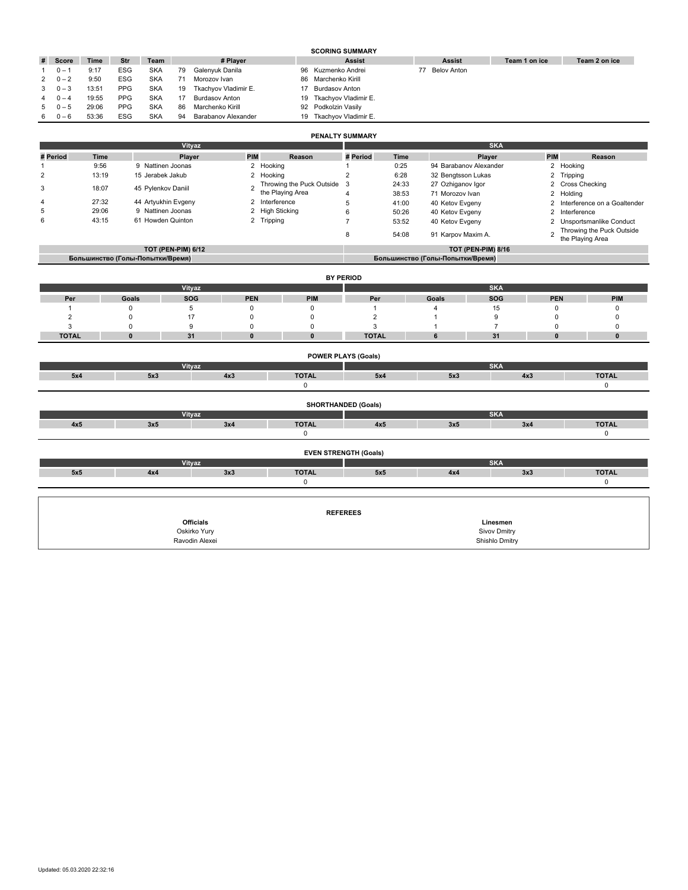## SCORING SUMMARY

| # | Score | Time | Str | Team | # Player | Assist | Assist | Team 1 on ice | Team 2 on ice |
|---|---|---|---|---|---|---|---|---|---|
| 1 | 0 – 1 | 9:17 | ESG | SKA | 79 Galenyuk Danila | 96 Kuzmenko Andrei | 77 Belov Anton | | |
| 2 | 0 – 2 | 9:50 | ESG | SKA | 71 Morozov Ivan | 86 Marchenko Kirill | | | |
| 3 | 0 – 3 | 13:51 | PPG | SKA | 19 Tkachyov Vladimir E. | 17 Burdasov Anton | | | |
| 4 | 0 – 4 | 19:55 | PPG | SKA | 17 Burdasov Anton | 19 Tkachyov Vladimir E. | | | |
| 5 | 0 – 5 | 29:06 | PPG | SKA | 86 Marchenko Kirill | 92 Podkolzin Vasily | | | |
| 6 | 0 – 6 | 53:36 | ESG | SKA | 94 Barabanov Alexander | 19 Tkachyov Vladimir E. | | | |

## PENALTY SUMMARY

| Vityaz | | | | | SKA | | | | |
|---|---|---|---|---|---|---|---|---|---|
| # Period | Time | Player | PIM | Reason | # Period | Time | Player | PIM | Reason |
| 1 | 9:56 | 9 Nattinen Joonas | 2 | Hooking | 1 | 0:25 | 94 Barabanov Alexander | 2 | Hooking |
| 2 | 13:19 | 15 Jerabek Jakub | 2 | Hooking | 2 | 6:28 | 32 Bengtsson Lukas | 2 | Tripping |
| 3 | 18:07 | 45 Pylenkov Daniil | 2 | Throwing the Puck Outside the Playing Area | 3 | 24:33 | 27 Ozhiganov Igor | 2 | Cross Checking |
| | | | | | 4 | 38:53 | 71 Morozov Ivan | 2 | Holding |
| 4 | 27:32 | 44 Artyukhin Evgeny | 2 | Interference | 5 | 41:00 | 40 Ketov Evgeny | 2 | Interference on a Goaltender |
| 5 | 29:06 | 9 Nattinen Joonas | 2 | High Sticking | 6 | 50:26 | 40 Ketov Evgeny | 2 | Interference |
| 6 | 43:15 | 61 Howden Quinton | 2 | Tripping | 7 | 53:52 | 40 Ketov Evgeny | 2 | Unsportsmanlike Conduct |
| | | | | | 8 | 54:08 | 91 Karpov Maxim A. | 2 | Throwing the Puck Outside the Playing Area |
| TOT (PEN-PIM) 6/12 | | | | | TOT (PEN-PIM) 8/16 | | | | |
| Большинство (Голы-Попытки/Время) | | | | | Большинство (Голы-Попытки/Время) | | | | |

## BY PERIOD

| Vityaz | | | | | SKA | | | | |
|---|---|---|---|---|---|---|---|---|---|
| Per | Goals | SOG | PEN | PIM | Per | Goals | SOG | PEN | PIM |
| 1 | 0 | 5 | 0 | 0 | 1 | 4 | 15 | 0 | 0 |
| 2 | 0 | 17 | 0 | 0 | 2 | 1 | 9 | 0 | 0 |
| 3 | 0 | 9 | 0 | 0 | 3 | 1 | 7 | 0 | 0 |
| **TOTAL** | **0** | **31** | **0** | **0** | **TOTAL** | **6** | **31** | **0** | **0** |

## POWER PLAYS (Goals)

| Vityaz | | | | SKA | | | |
|---|---|---|---|---|---|---|---|
| 5x4 | 5x3 | 4x3 | TOTAL | 5x4 | 5x3 | 4x3 | TOTAL |
| | | | 0 | | | | 0 |

## SHORTHANDED (Goals)

| Vityaz | | | | SKA | | | |
|---|---|---|---|---|---|---|---|
| 4x5 | 3x5 | 3x4 | TOTAL | 4x5 | 3x5 | 3x4 | TOTAL |
| | | | 0 | | | | 0 |

## EVEN STRENGTH (Goals)

| Vityaz | | | | SKA | | | |
|---|---|---|---|---|---|---|---|
| 5x5 | 4x4 | 3x3 | TOTAL | 5x5 | 4x4 | 3x3 | TOTAL |
| | | | 0 | | | | 0 |

## REFEREES

| Officials | Linesmen |
|---|---|
| Oskirko Yury | Sivov Dmitry |
| Ravodin Alexei | Shishlo Dmitry |

Updated: 05.03.2020 22:32:16